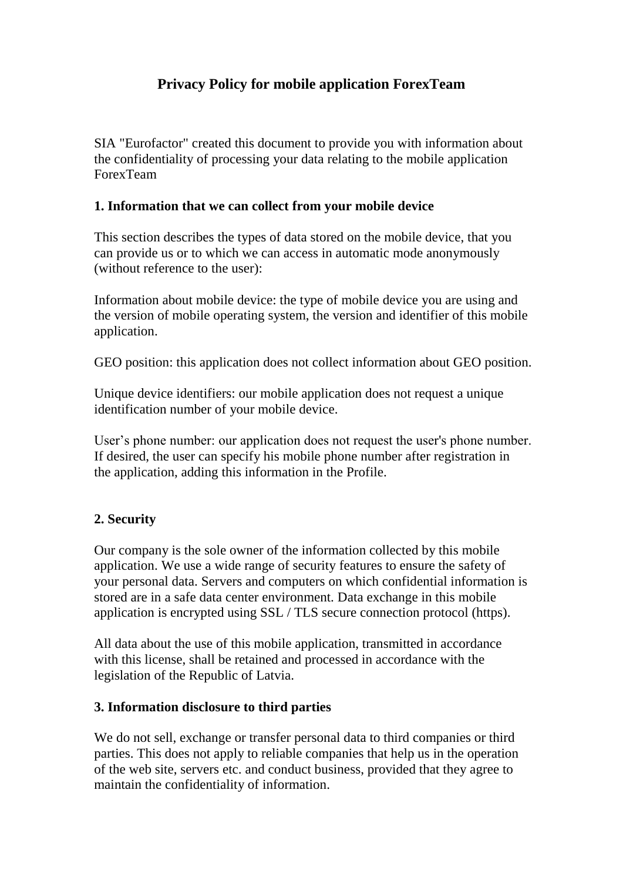# Privacy Policy for mobile application ForexTeam

SIA "Eurofactor" created this document to provide you with information about the confidentiality of processing your data relating to the mobile application ForexTeam

## 1. Information that we can collect from your mobile device

This section describes the types of data stored on the mobile device, that you can provide us or to which we can access in automatic mode anonymously (without reference to the user):

Information about mobile device: the type of mobile device you are using and the version of mobile operating system, the version and identifier of this mobile application.

GEO position: this application does not collect information about GEO position.

Unique device identifiers: our mobile application does not request a unique identification number of your mobile device.

User's phone number: our application does not request the user's phone number. If desired, the user can specify his mobile phone number after registration in the application, adding this information in the Profile.

## 2. Security

Our company is the sole owner of the information collected by this mobile application. We use a wide range of security features to ensure the safety of your personal data. Servers and computers on which confidential information is stored are in a safe data center environment. Data exchange in this mobile application is encrypted using SSL / TLS secure connection protocol (https).

All data about the use of this mobile application, transmitted in accordance with this license, shall be retained and processed in accordance with the legislation of the Republic of Latvia.

## 3. Information disclosure to third parties

We do not sell, exchange or transfer personal data to third companies or third parties. This does not apply to reliable companies that help us in the operation of the web site, servers etc. and conduct business, provided that they agree to maintain the confidentiality of information.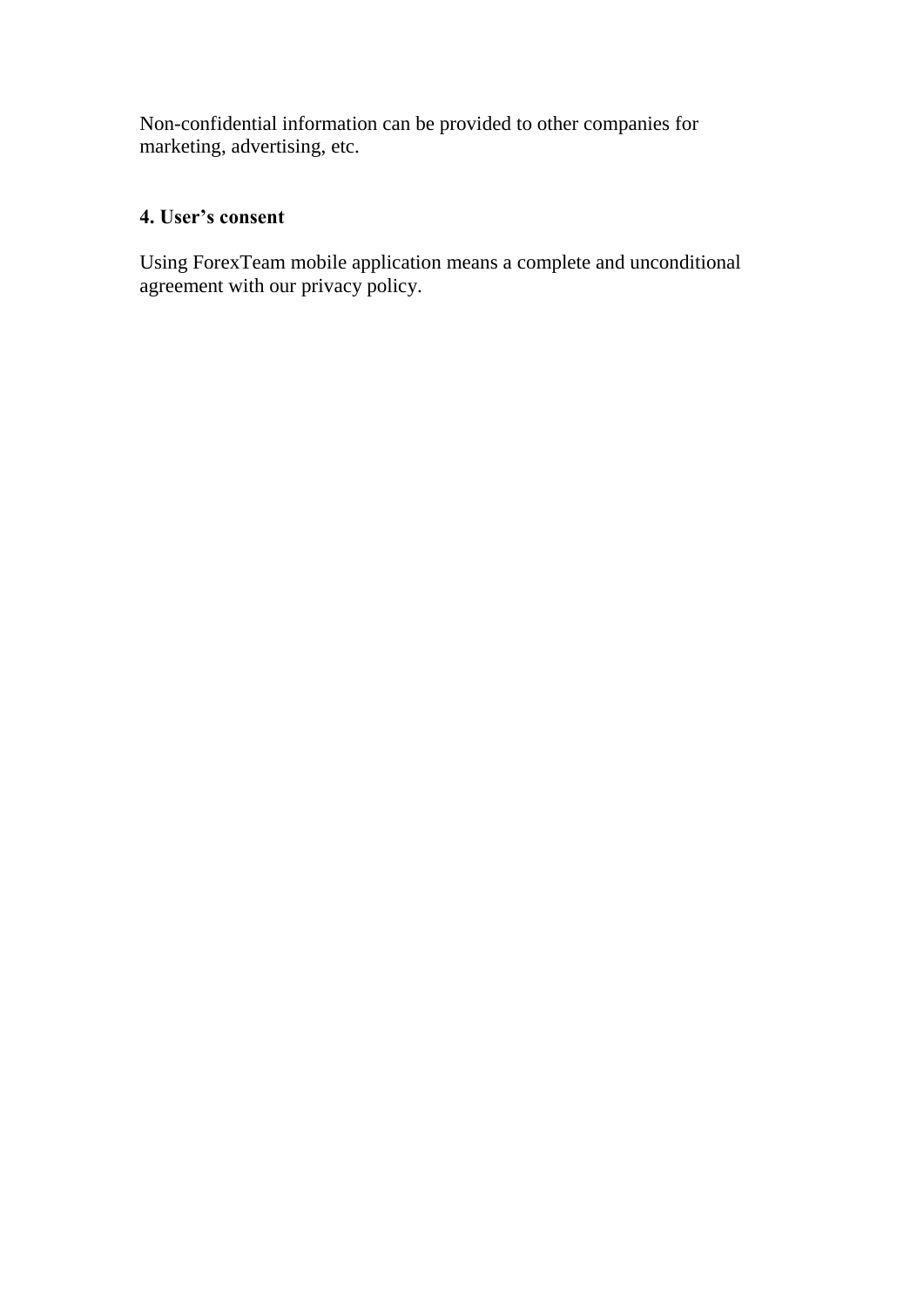Non-confidential information can be provided to other companies for marketing, advertising, etc.

## 4. User's consent

Using ForexTeam mobile application means a complete and unconditional agreement with our privacy policy.